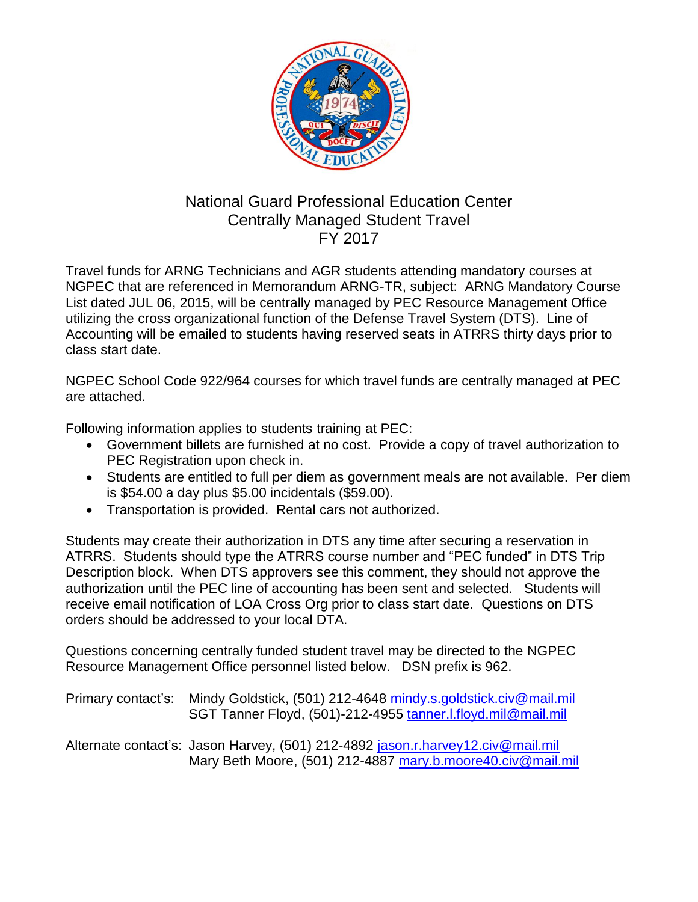# National Guard Professional Education Center
## Centrally Managed Student Travel
## FY 2017

Travel funds for ARNG Technicians and AGR students attending mandatory courses at NGPEC that are referenced in Memorandum ARNG-TR, subject: ARNG Mandatory Course List dated JUL 06, 2015, will be centrally managed by PEC Resource Management Office utilizing the cross organizational function of the Defense Travel System (DTS). Line of Accounting will be emailed to students having reserved seats in ATRRS thirty days prior to class start date.

NGPEC School Code 922/964 courses for which travel funds are centrally managed at PEC are attached.

Following information applies to students training at PEC:

- Government billets are furnished at no cost. Provide a copy of travel authorization to PEC Registration upon check in.
- Students are entitled to full per diem as government meals are not available. Per diem is $54.00 a day plus $5.00 incidentals ($59.00).
- Transportation is provided. Rental cars not authorized.

Students may create their authorization in DTS any time after securing a reservation in ATRRS. Students should type the ATRRS course number and "PEC funded" in DTS Trip Description block. When DTS approvers see this comment, they should not approve the authorization until the PEC line of accounting has been sent and selected. Students will receive email notification of LOA Cross Org prior to class start date. Questions on DTS orders should be addressed to your local DTA.

Questions concerning centrally funded student travel may be directed to the NGPEC Resource Management Office personnel listed below. DSN prefix is 962.

Primary contact's: Mindy Goldstick, (501) 212-4648 mindy.s.goldstick.civ@mail.mil
SGT Tanner Floyd, (501)-212-4955 tanner.l.floyd.mil@mail.mil

Alternate contact's: Jason Harvey, (501) 212-4892 jason.r.harvey12.civ@mail.mil
Mary Beth Moore, (501) 212-4887 mary.b.moore40.civ@mail.mil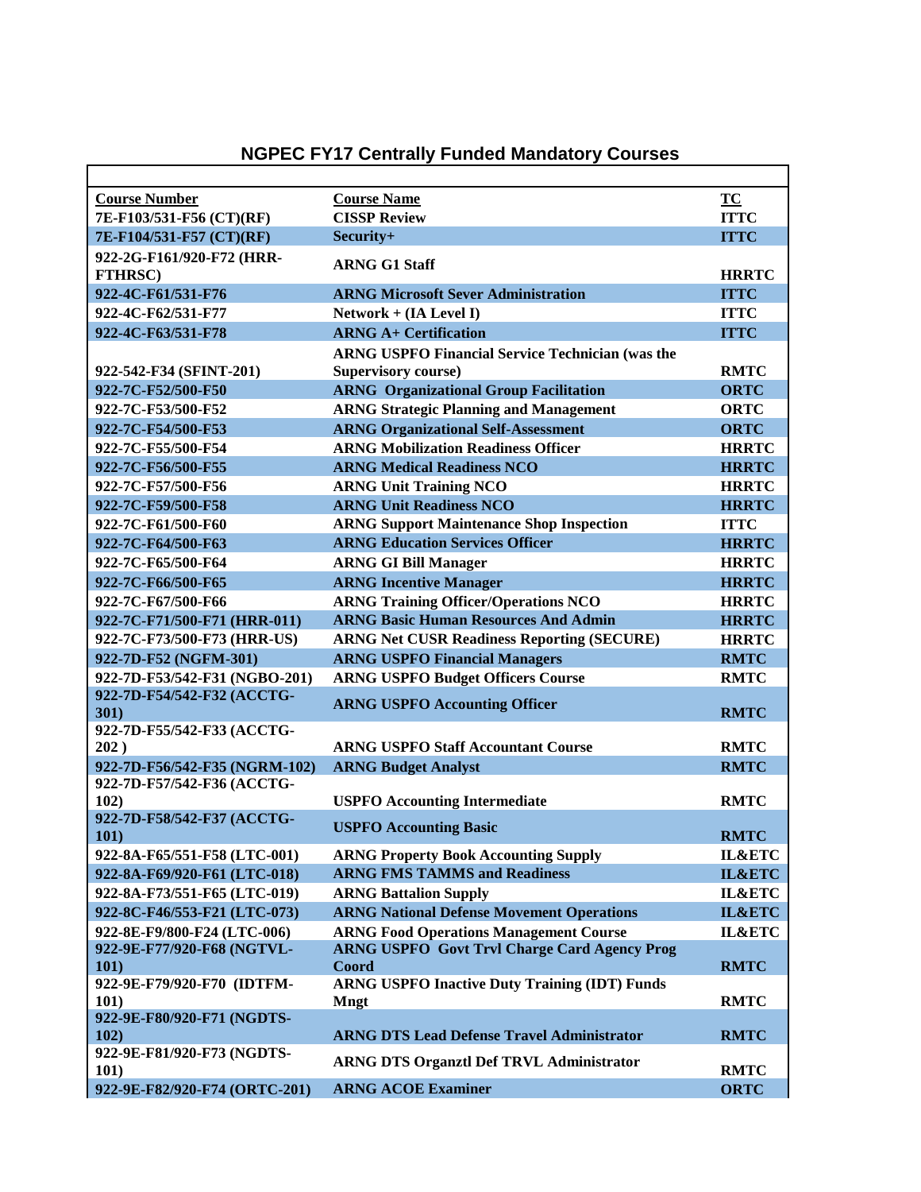## NGPEC FY17 Centrally Funded Mandatory Courses

| Course Number | Course Name | TC |
|---|---|---|
| 7E-F103/531-F56 (CT)(RF) | CISSP Review | ITTC |
| 7E-F104/531-F57 (CT)(RF) | Security+ | ITTC |
| 922-2G-F161/920-F72 (HRR-FTHRSC) | ARNG G1 Staff | HRRTC |
| 922-4C-F61/531-F76 | ARNG Microsoft Sever Administration | ITTC |
| 922-4C-F62/531-F77 | Network + (IA Level I) | ITTC |
| 922-4C-F63/531-F78 | ARNG A+ Certification | ITTC |
| 922-542-F34 (SFINT-201) | ARNG USPFO Financial Service Technician (was the Supervisory course) | RMTC |
| 922-7C-F52/500-F50 | ARNG Organizational Group Facilitation | ORTC |
| 922-7C-F53/500-F52 | ARNG Strategic Planning and Management | ORTC |
| 922-7C-F54/500-F53 | ARNG Organizational Self-Assessment | ORTC |
| 922-7C-F55/500-F54 | ARNG Mobilization Readiness Officer | HRRTC |
| 922-7C-F56/500-F55 | ARNG Medical Readiness NCO | HRRTC |
| 922-7C-F57/500-F56 | ARNG Unit Training NCO | HRRTC |
| 922-7C-F59/500-F58 | ARNG Unit Readiness NCO | HRRTC |
| 922-7C-F61/500-F60 | ARNG Support Maintenance Shop Inspection | ITTC |
| 922-7C-F64/500-F63 | ARNG Education Services Officer | HRRTC |
| 922-7C-F65/500-F64 | ARNG GI Bill Manager | HRRTC |
| 922-7C-F66/500-F65 | ARNG Incentive Manager | HRRTC |
| 922-7C-F67/500-F66 | ARNG Training Officer/Operations NCO | HRRTC |
| 922-7C-F71/500-F71 (HRR-011) | ARNG Basic Human Resources And Admin | HRRTC |
| 922-7C-F73/500-F73 (HRR-US) | ARNG Net CUSR Readiness Reporting (SECURE) | HRRTC |
| 922-7D-F52 (NGFM-301) | ARNG USPFO Financial Managers | RMTC |
| 922-7D-F53/542-F31 (NGBO-201) | ARNG USPFO Budget Officers Course | RMTC |
| 922-7D-F54/542-F32 (ACCTG-301) | ARNG USPFO Accounting Officer | RMTC |
| 922-7D-F55/542-F33 (ACCTG-202 ) | ARNG USPFO Staff Accountant Course | RMTC |
| 922-7D-F56/542-F35 (NGRM-102) | ARNG Budget Analyst | RMTC |
| 922-7D-F57/542-F36 (ACCTG-102) | USPFO Accounting Intermediate | RMTC |
| 922-7D-F58/542-F37 (ACCTG-101) | USPFO Accounting Basic | RMTC |
| 922-8A-F65/551-F58 (LTC-001) | ARNG Property Book Accounting Supply | IL&ETC |
| 922-8A-F69/920-F61 (LTC-018) | ARNG FMS TAMMS and Readiness | IL&ETC |
| 922-8A-F73/551-F65 (LTC-019) | ARNG Battalion Supply | IL&ETC |
| 922-8C-F46/553-F21 (LTC-073) | ARNG National Defense Movement Operations | IL&ETC |
| 922-8E-F9/800-F24 (LTC-006) | ARNG Food Operations Management Course | IL&ETC |
| 922-9E-F77/920-F68 (NGTVL-101) | ARNG USPFO Govt Trvl Charge Card Agency Prog Coord | RMTC |
| 922-9E-F79/920-F70 (IDTFM-101) | ARNG USPFO Inactive Duty Training (IDT) Funds Mngt | RMTC |
| 922-9E-F80/920-F71 (NGDTS-102) | ARNG DTS Lead Defense Travel Administrator | RMTC |
| 922-9E-F81/920-F73 (NGDTS-101) | ARNG DTS Organztl Def TRVL Administrator | RMTC |
| 922-9E-F82/920-F74 (ORTC-201) | ARNG ACOE Examiner | ORTC |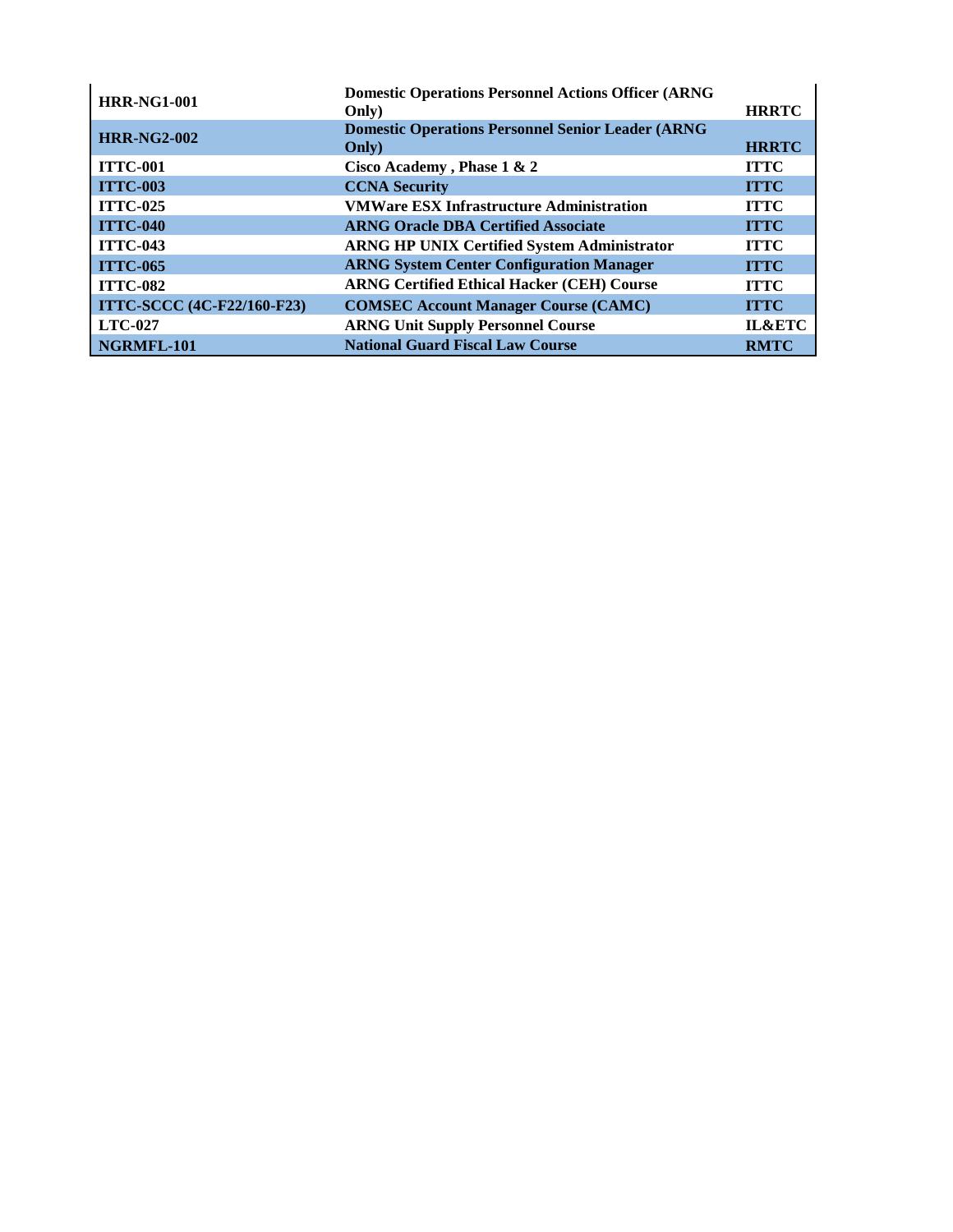| | | |
|---|---|---|
| **HRR-NG1-001** | **Domestic Operations Personnel Actions Officer (ARNG Only)** | **HRRTC** |
| **HRR-NG2-002** | **Domestic Operations Personnel Senior Leader (ARNG Only)** | **HRRTC** |
| **ITTC-001** | **Cisco Academy , Phase 1 & 2** | **ITTC** |
| **ITTC-003** | **CCNA Security** | **ITTC** |
| **ITTC-025** | **VMWare ESX Infrastructure Administration** | **ITTC** |
| **ITTC-040** | **ARNG Oracle DBA Certified Associate** | **ITTC** |
| **ITTC-043** | **ARNG HP UNIX Certified System Administrator** | **ITTC** |
| **ITTC-065** | **ARNG System Center Configuration Manager** | **ITTC** |
| **ITTC-082** | **ARNG Certified Ethical Hacker (CEH) Course** | **ITTC** |
| **ITTC-SCCC (4C-F22/160-F23)** | **COMSEC Account Manager Course (CAMC)** | **ITTC** |
| **LTC-027** | **ARNG Unit Supply Personnel Course** | **IL&ETC** |
| **NGRMFL-101** | **National Guard Fiscal Law Course** | **RMTC** |